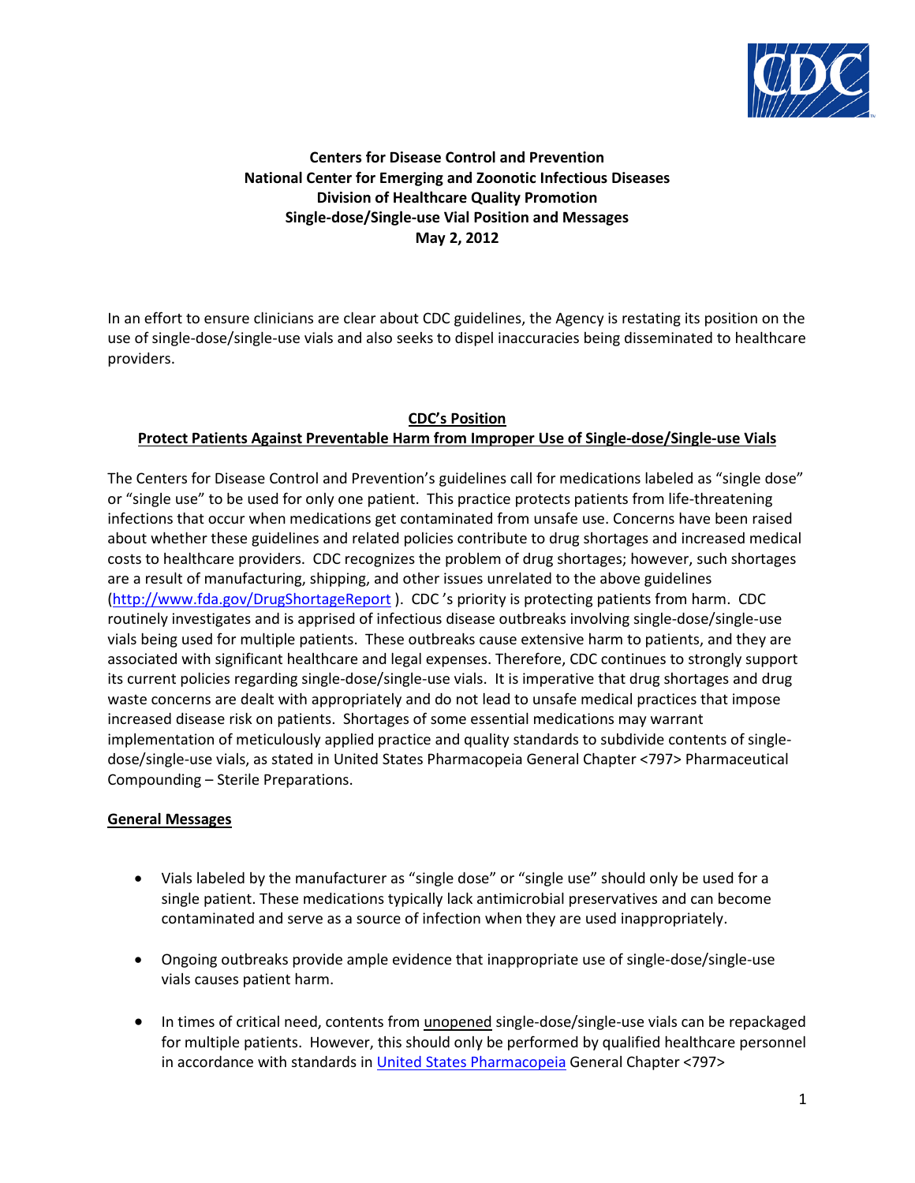**Centers for Disease Control and Prevention**
**National Center for Emerging and Zoonotic Infectious Diseases**
**Division of Healthcare Quality Promotion**
**Single-dose/Single-use Vial Position and Messages**
**May 2, 2012**

In an effort to ensure clinicians are clear about CDC guidelines, the Agency is restating its position on the use of single-dose/single-use vials and also seeks to dispel inaccuracies being disseminated to healthcare providers.

## CDC's Position

### Protect Patients Against Preventable Harm from Improper Use of Single-dose/Single-use Vials

The Centers for Disease Control and Prevention's guidelines call for medications labeled as "single dose" or "single use" to be used for only one patient. This practice protects patients from life-threatening infections that occur when medications get contaminated from unsafe use. Concerns have been raised about whether these guidelines and related policies contribute to drug shortages and increased medical costs to healthcare providers. CDC recognizes the problem of drug shortages; however, such shortages are a result of manufacturing, shipping, and other issues unrelated to the above guidelines (http://www.fda.gov/DrugShortageReport ). CDC 's priority is protecting patients from harm. CDC routinely investigates and is apprised of infectious disease outbreaks involving single-dose/single-use vials being used for multiple patients. These outbreaks cause extensive harm to patients, and they are associated with significant healthcare and legal expenses. Therefore, CDC continues to strongly support its current policies regarding single-dose/single-use vials. It is imperative that drug shortages and drug waste concerns are dealt with appropriately and do not lead to unsafe medical practices that impose increased disease risk on patients. Shortages of some essential medications may warrant implementation of meticulously applied practice and quality standards to subdivide contents of single-dose/single-use vials, as stated in United States Pharmacopeia General Chapter <797> Pharmaceutical Compounding – Sterile Preparations.

### General Messages

- Vials labeled by the manufacturer as "single dose" or "single use" should only be used for a single patient. These medications typically lack antimicrobial preservatives and can become contaminated and serve as a source of infection when they are used inappropriately.

- Ongoing outbreaks provide ample evidence that inappropriate use of single-dose/single-use vials causes patient harm.

- In times of critical need, contents from unopened single-dose/single-use vials can be repackaged for multiple patients. However, this should only be performed by qualified healthcare personnel in accordance with standards in United States Pharmacopeia General Chapter <797>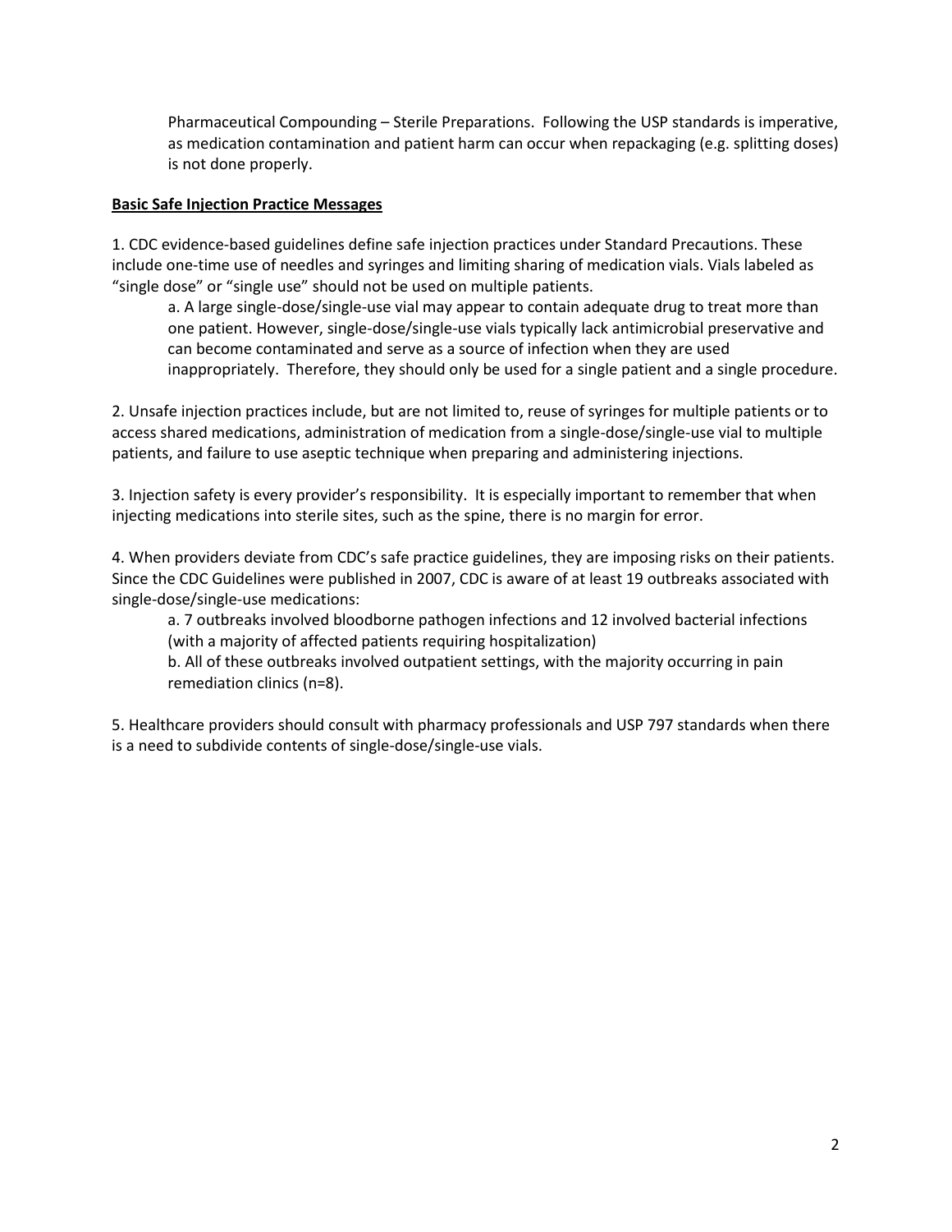Pharmaceutical Compounding – Sterile Preparations. Following the USP standards is imperative, as medication contamination and patient harm can occur when repackaging (e.g. splitting doses) is not done properly.

**Basic Safe Injection Practice Messages**

1. CDC evidence-based guidelines define safe injection practices under Standard Precautions. These include one-time use of needles and syringes and limiting sharing of medication vials. Vials labeled as "single dose" or "single use" should not be used on multiple patients.
    a. A large single-dose/single-use vial may appear to contain adequate drug to treat more than one patient. However, single-dose/single-use vials typically lack antimicrobial preservative and can become contaminated and serve as a source of infection when they are used inappropriately. Therefore, they should only be used for a single patient and a single procedure.

2. Unsafe injection practices include, but are not limited to, reuse of syringes for multiple patients or to access shared medications, administration of medication from a single-dose/single-use vial to multiple patients, and failure to use aseptic technique when preparing and administering injections.

3. Injection safety is every provider's responsibility. It is especially important to remember that when injecting medications into sterile sites, such as the spine, there is no margin for error.

4. When providers deviate from CDC's safe practice guidelines, they are imposing risks on their patients. Since the CDC Guidelines were published in 2007, CDC is aware of at least 19 outbreaks associated with single-dose/single-use medications:
    a. 7 outbreaks involved bloodborne pathogen infections and 12 involved bacterial infections (with a majority of affected patients requiring hospitalization)
    b. All of these outbreaks involved outpatient settings, with the majority occurring in pain remediation clinics (n=8).

5. Healthcare providers should consult with pharmacy professionals and USP 797 standards when there is a need to subdivide contents of single-dose/single-use vials.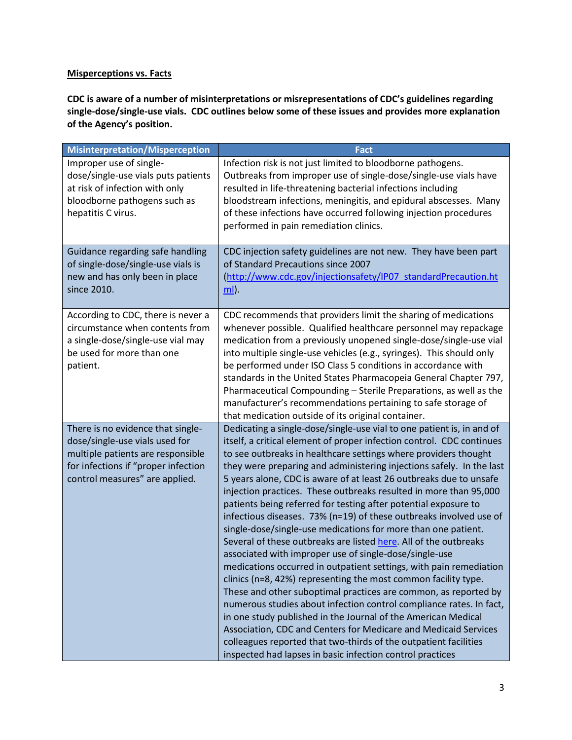**Misperceptions vs. Facts**

**CDC is aware of a number of misinterpretations or misrepresentations of CDC's guidelines regarding single-dose/single-use vials. CDC outlines below some of these issues and provides more explanation of the Agency's position.**

| Misinterpretation/Misperception | Fact |
|---|---|
| Improper use of single-dose/single-use vials puts patients at risk of infection with only bloodborne pathogens such as hepatitis C virus. | Infection risk is not just limited to bloodborne pathogens. Outbreaks from improper use of single-dose/single-use vials have resulted in life-threatening bacterial infections including bloodstream infections, meningitis, and epidural abscesses. Many of these infections have occurred following injection procedures performed in pain remediation clinics. |
| Guidance regarding safe handling of single-dose/single-use vials is new and has only been in place since 2010. | CDC injection safety guidelines are not new. They have been part of Standard Precautions since 2007 ([http://www.cdc.gov/injectionsafety/IP07_standardPrecaution.html](http://www.cdc.gov/injectionsafety/IP07_standardPrecaution.html)). |
| According to CDC, there is never a circumstance when contents from a single-dose/single-use vial may be used for more than one patient. | CDC recommends that providers limit the sharing of medications whenever possible. Qualified healthcare personnel may repackage medication from a previously unopened single-dose/single-use vial into multiple single-use vehicles (e.g., syringes). This should only be performed under ISO Class 5 conditions in accordance with standards in the United States Pharmacopeia General Chapter 797, Pharmaceutical Compounding – Sterile Preparations, as well as the manufacturer's recommendations pertaining to safe storage of that medication outside of its original container. |
| There is no evidence that single-dose/single-use vials used for multiple patients are responsible for infections if "proper infection control measures" are applied. | Dedicating a single-dose/single-use vial to one patient is, in and of itself, a critical element of proper infection control. CDC continues to see outbreaks in healthcare settings where providers thought they were preparing and administering injections safely. In the last 5 years alone, CDC is aware of at least 26 outbreaks due to unsafe injection practices. These outbreaks resulted in more than 95,000 patients being referred for testing after potential exposure to infectious diseases. 73% (n=19) of these outbreaks involved use of single-dose/single-use medications for more than one patient. Several of these outbreaks are listed here. All of the outbreaks associated with improper use of single-dose/single-use medications occurred in outpatient settings, with pain remediation clinics (n=8, 42%) representing the most common facility type. These and other suboptimal practices are common, as reported by numerous studies about infection control compliance rates. In fact, in one study published in the Journal of the American Medical Association, CDC and Centers for Medicare and Medicaid Services colleagues reported that two-thirds of the outpatient facilities inspected had lapses in basic infection control practices |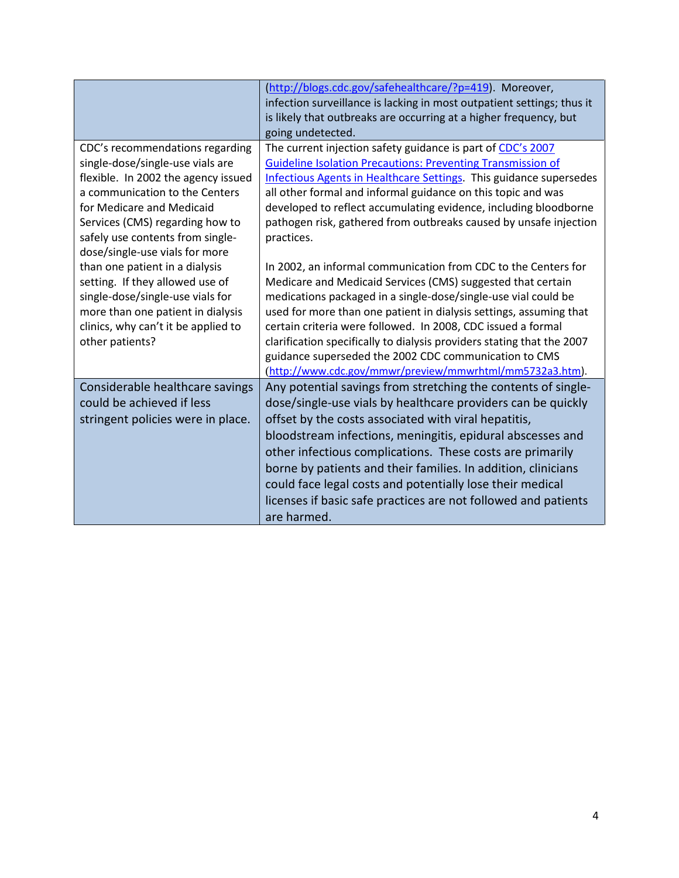| | |
|---|---|
| | ([http://blogs.cdc.gov/safehealthcare/?p=419](http://blogs.cdc.gov/safehealthcare/?p=419)). Moreover, infection surveillance is lacking in most outpatient settings; thus it is likely that outbreaks are occurring at a higher frequency, but going undetected. |
| CDC's recommendations regarding single-dose/single-use vials are flexible. In 2002 the agency issued a communication to the Centers for Medicare and Medicaid Services (CMS) regarding how to safely use contents from single-dose/single-use vials for more than one patient in a dialysis setting. If they allowed use of single-dose/single-use vials for more than one patient in dialysis clinics, why can't it be applied to other patients? | The current injection safety guidance is part of CDC's 2007 Guideline Isolation Precautions: Preventing Transmission of Infectious Agents in Healthcare Settings. This guidance supersedes all other formal and informal guidance on this topic and was developed to reflect accumulating evidence, including bloodborne pathogen risk, gathered from outbreaks caused by unsafe injection practices.<br><br>In 2002, an informal communication from CDC to the Centers for Medicare and Medicaid Services (CMS) suggested that certain medications packaged in a single-dose/single-use vial could be used for more than one patient in dialysis settings, assuming that certain criteria were followed. In 2008, CDC issued a formal clarification specifically to dialysis providers stating that the 2007 guidance superseded the 2002 CDC communication to CMS ([http://www.cdc.gov/mmwr/preview/mmwrhtml/mm5732a3.htm](http://www.cdc.gov/mmwr/preview/mmwrhtml/mm5732a3.htm)). |
| Considerable healthcare savings could be achieved if less stringent policies were in place. | Any potential savings from stretching the contents of single-dose/single-use vials by healthcare providers can be quickly offset by the costs associated with viral hepatitis, bloodstream infections, meningitis, epidural abscesses and other infectious complications. These costs are primarily borne by patients and their families. In addition, clinicians could face legal costs and potentially lose their medical licenses if basic safe practices are not followed and patients are harmed. |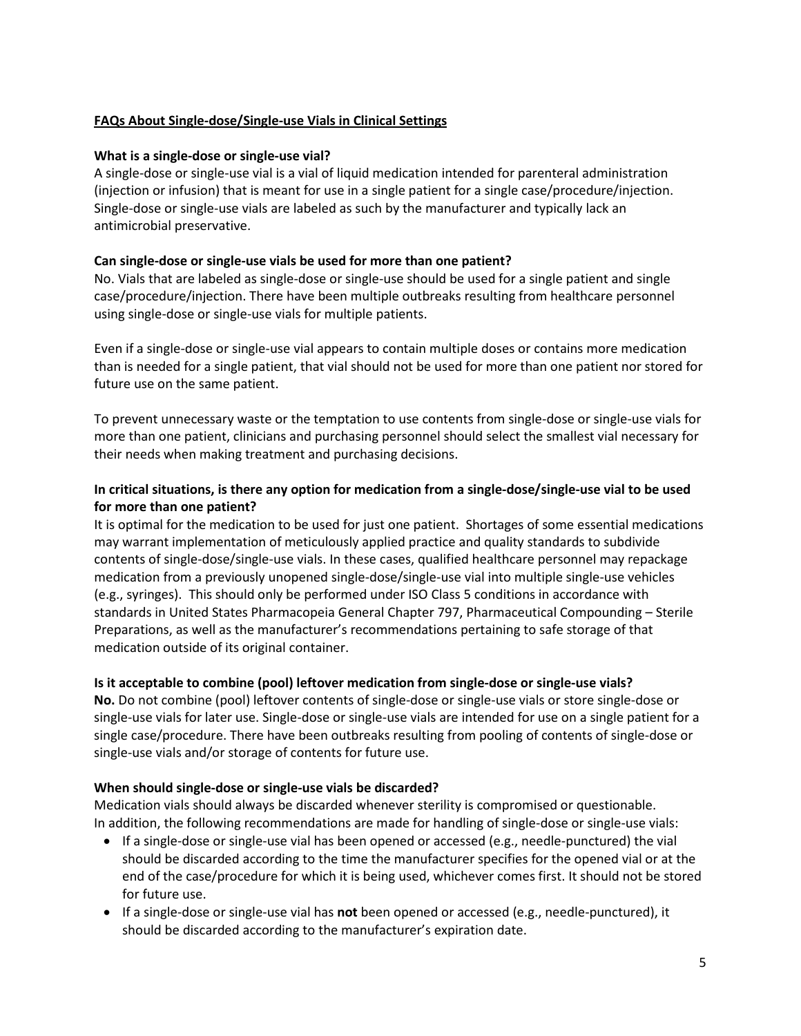## FAQs About Single-dose/Single-use Vials in Clinical Settings

### What is a single-dose or single-use vial?

A single-dose or single-use vial is a vial of liquid medication intended for parenteral administration (injection or infusion) that is meant for use in a single patient for a single case/procedure/injection. Single-dose or single-use vials are labeled as such by the manufacturer and typically lack an antimicrobial preservative.

### Can single-dose or single-use vials be used for more than one patient?

No. Vials that are labeled as single-dose or single-use should be used for a single patient and single case/procedure/injection. There have been multiple outbreaks resulting from healthcare personnel using single-dose or single-use vials for multiple patients.

Even if a single-dose or single-use vial appears to contain multiple doses or contains more medication than is needed for a single patient, that vial should not be used for more than one patient nor stored for future use on the same patient.

To prevent unnecessary waste or the temptation to use contents from single-dose or single-use vials for more than one patient, clinicians and purchasing personnel should select the smallest vial necessary for their needs when making treatment and purchasing decisions.

### In critical situations, is there any option for medication from a single-dose/single-use vial to be used for more than one patient?

It is optimal for the medication to be used for just one patient. Shortages of some essential medications may warrant implementation of meticulously applied practice and quality standards to subdivide contents of single-dose/single-use vials. In these cases, qualified healthcare personnel may repackage medication from a previously unopened single-dose/single-use vial into multiple single-use vehicles (e.g., syringes). This should only be performed under ISO Class 5 conditions in accordance with standards in United States Pharmacopeia General Chapter 797, Pharmaceutical Compounding – Sterile Preparations, as well as the manufacturer's recommendations pertaining to safe storage of that medication outside of its original container.

### Is it acceptable to combine (pool) leftover medication from single-dose or single-use vials?

**No.** Do not combine (pool) leftover contents of single-dose or single-use vials or store single-dose or single-use vials for later use. Single-dose or single-use vials are intended for use on a single patient for a single case/procedure. There have been outbreaks resulting from pooling of contents of single-dose or single-use vials and/or storage of contents for future use.

### When should single-dose or single-use vials be discarded?

Medication vials should always be discarded whenever sterility is compromised or questionable. In addition, the following recommendations are made for handling of single-dose or single-use vials:

- If a single-dose or single-use vial has been opened or accessed (e.g., needle-punctured) the vial should be discarded according to the time the manufacturer specifies for the opened vial or at the end of the case/procedure for which it is being used, whichever comes first. It should not be stored for future use.
- If a single-dose or single-use vial has **not** been opened or accessed (e.g., needle-punctured), it should be discarded according to the manufacturer's expiration date.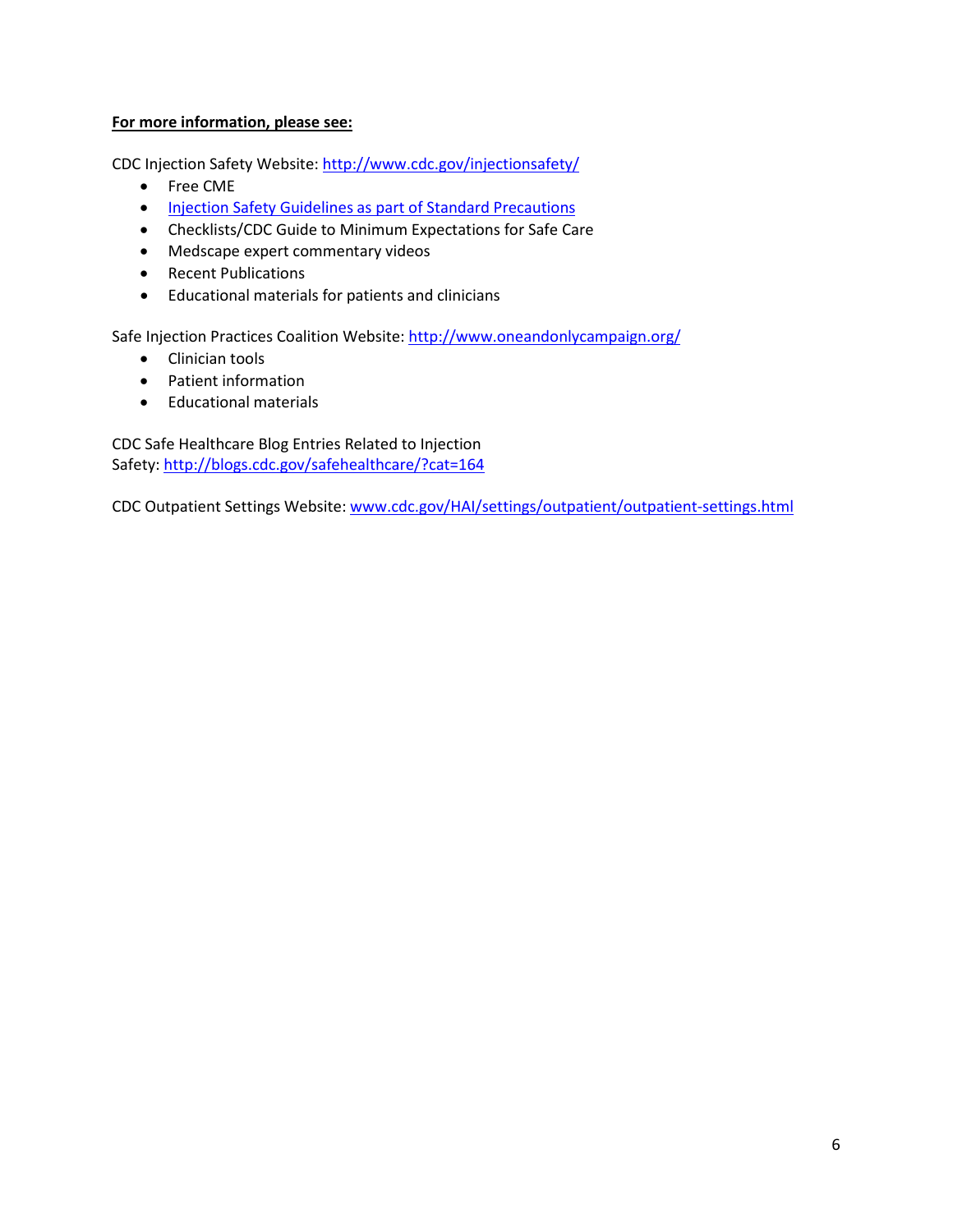**For more information, please see:**

CDC Injection Safety Website: [http://www.cdc.gov/injectionsafety/](http://www.cdc.gov/injectionsafety/)

- Free CME
- [Injection Safety Guidelines as part of Standard Precautions]()
- Checklists/CDC Guide to Minimum Expectations for Safe Care
- Medscape expert commentary videos
- Recent Publications
- Educational materials for patients and clinicians

Safe Injection Practices Coalition Website: [http://www.oneandonlycampaign.org/](http://www.oneandonlycampaign.org/)

- Clinician tools
- Patient information
- Educational materials

CDC Safe Healthcare Blog Entries Related to Injection Safety: [http://blogs.cdc.gov/safehealthcare/?cat=164](http://blogs.cdc.gov/safehealthcare/?cat=164)

CDC Outpatient Settings Website: [www.cdc.gov/HAI/settings/outpatient/outpatient-settings.html](www.cdc.gov/HAI/settings/outpatient/outpatient-settings.html)